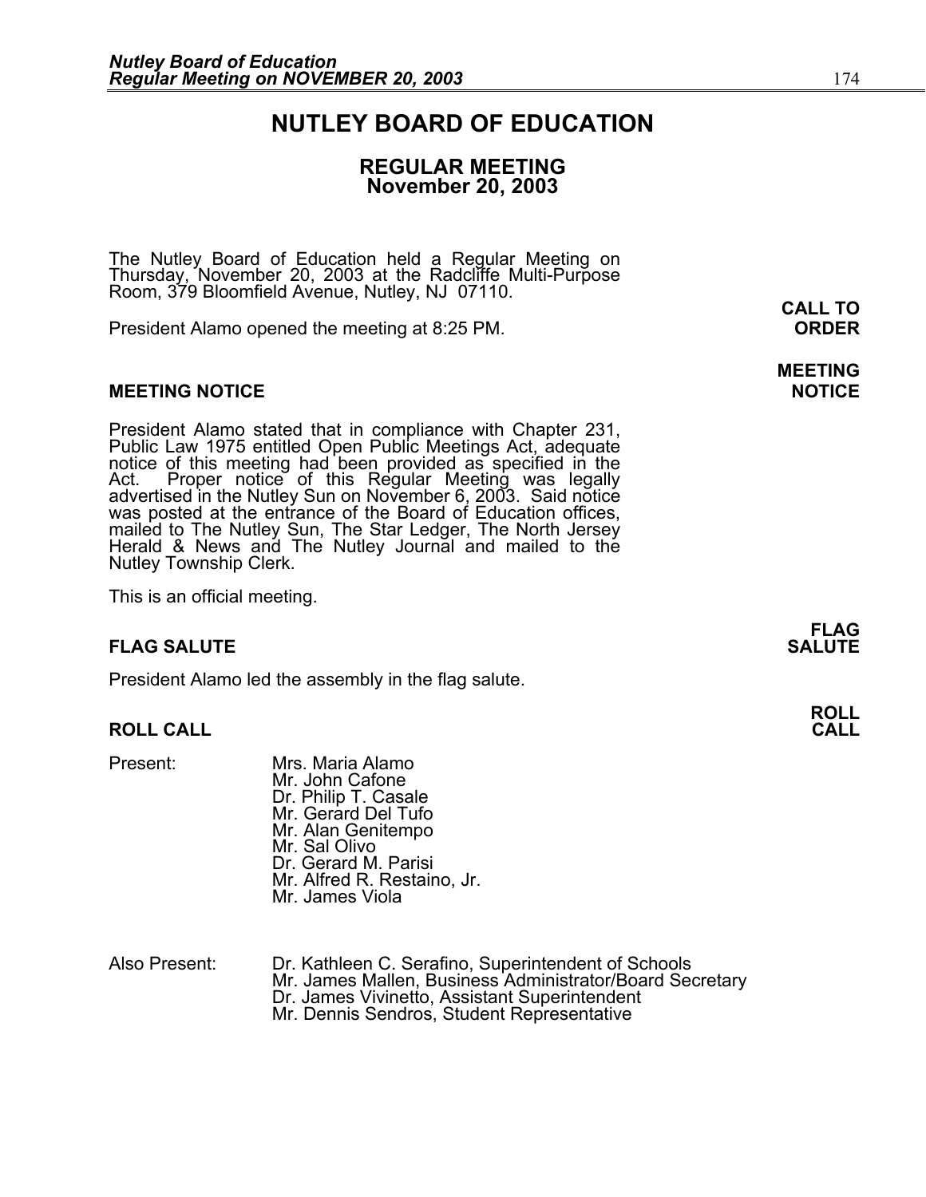# NUTLEY BOARD OF EDUCATION

## REGULAR MEETING
## November 20, 2003

The Nutley Board of Education held a Regular Meeting on Thursday, November 20, 2003 at the Radcliffe Multi-Purpose Room, 379 Bloomfield Avenue, Nutley, NJ 07110.

**CALL TO ORDER**

President Alamo opened the meeting at 8:25 PM.

**MEETING NOTICE**

President Alamo stated that in compliance with Chapter 231, Public Law 1975 entitled Open Public Meetings Act, adequate notice of this meeting had been provided as specified in the Act. Proper notice of this Regular Meeting was legally advertised in the Nutley Sun on November 6, 2003. Said notice was posted at the entrance of the Board of Education offices, mailed to The Nutley Sun, The Star Ledger, The North Jersey Herald & News and The Nutley Journal and mailed to the Nutley Township Clerk.

This is an official meeting.

**FLAG SALUTE**

President Alamo led the assembly in the flag salute.

**ROLL CALL**

Present:
- Mrs. Maria Alamo
- Mr. John Cafone
- Dr. Philip T. Casale
- Mr. Gerard Del Tufo
- Mr. Alan Genitempo
- Mr. Sal Olivo
- Dr. Gerard M. Parisi
- Mr. Alfred R. Restaino, Jr.
- Mr. James Viola

Also Present:
- Dr. Kathleen C. Serafino, Superintendent of Schools
- Mr. James Mallen, Business Administrator/Board Secretary
- Dr. James Vivinetto, Assistant Superintendent
- Mr. Dennis Sendros, Student Representative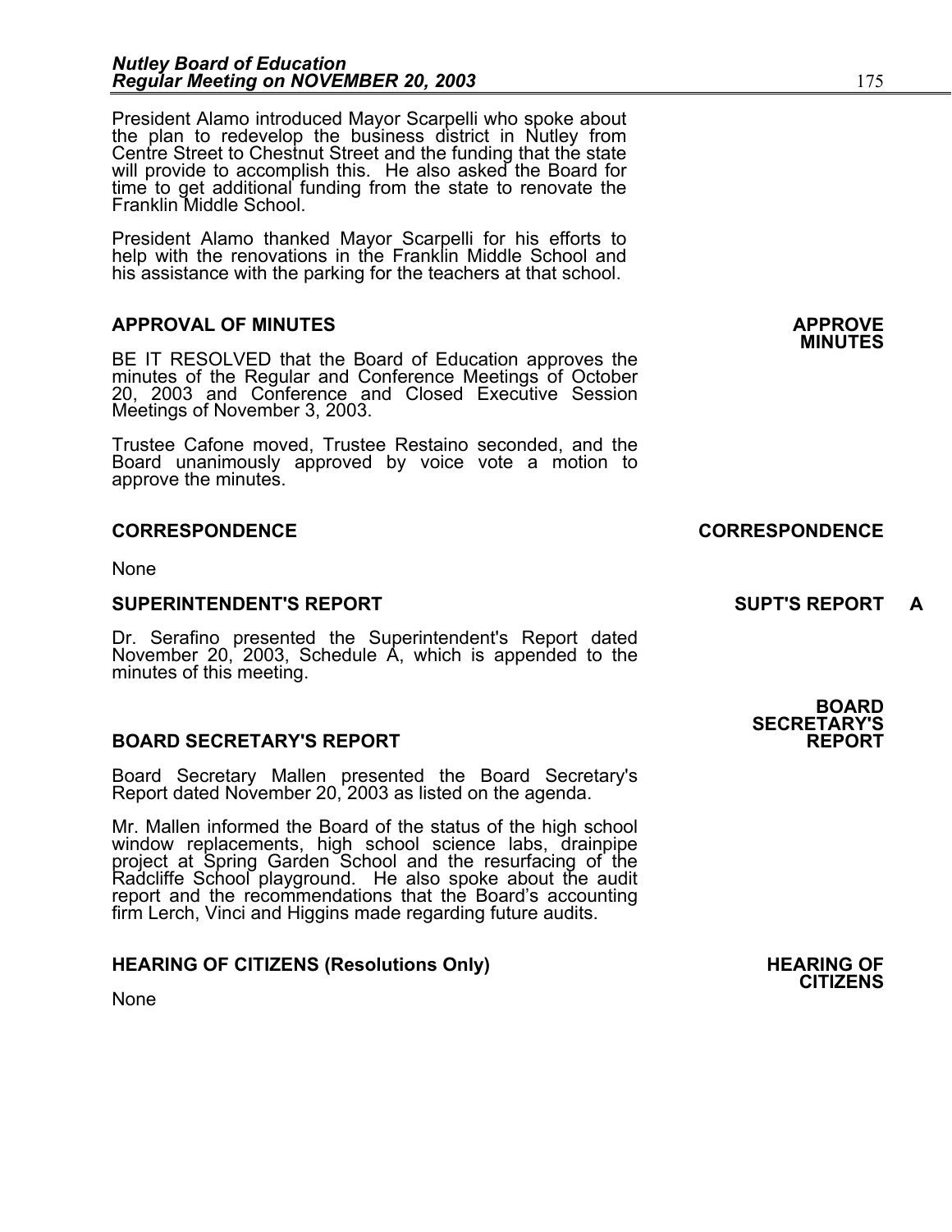President Alamo introduced Mayor Scarpelli who spoke about the plan to redevelop the business district in Nutley from Centre Street to Chestnut Street and the funding that the state will provide to accomplish this. He also asked the Board for time to get additional funding from the state to renovate the Franklin Middle School.

President Alamo thanked Mayor Scarpelli for his efforts to help with the renovations in the Franklin Middle School and his assistance with the parking for the teachers at that school.

## APPROVAL OF MINUTES

**APPROVE MINUTES**

BE IT RESOLVED that the Board of Education approves the minutes of the Regular and Conference Meetings of October 20, 2003 and Conference and Closed Executive Session Meetings of November 3, 2003.

Trustee Cafone moved, Trustee Restaino seconded, and the Board unanimously approved by voice vote a motion to approve the minutes.

## CORRESPONDENCE

**CORRESPONDENCE**

None

## SUPERINTENDENT'S REPORT

**SUPT'S REPORT A**

Dr. Serafino presented the Superintendent's Report dated November 20, 2003, Schedule A, which is appended to the minutes of this meeting.

## BOARD SECRETARY'S REPORT

**BOARD SECRETARY'S REPORT**

Board Secretary Mallen presented the Board Secretary's Report dated November 20, 2003 as listed on the agenda.

Mr. Mallen informed the Board of the status of the high school window replacements, high school science labs, drainpipe project at Spring Garden School and the resurfacing of the Radcliffe School playground. He also spoke about the audit report and the recommendations that the Board's accounting firm Lerch, Vinci and Higgins made regarding future audits.

## HEARING OF CITIZENS (Resolutions Only)

**HEARING OF CITIZENS**

None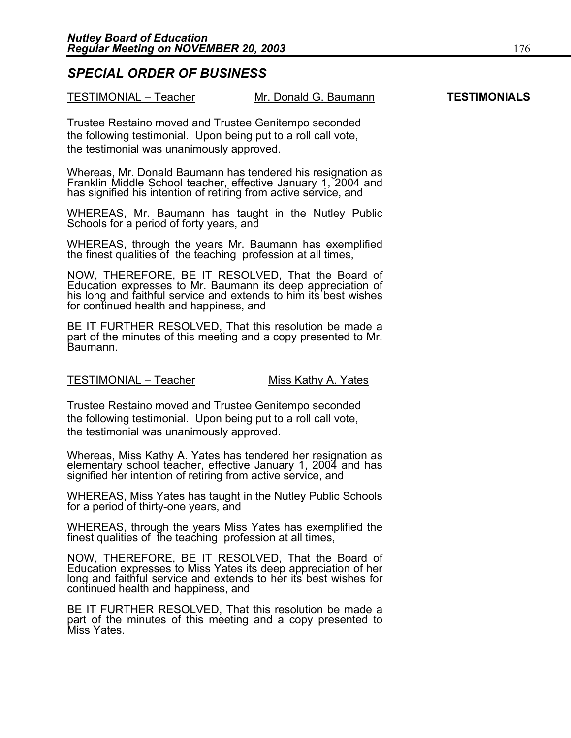## *SPECIAL ORDER OF BUSINESS*

<u>TESTIMONIAL – Teacher</u> <u>Mr. Donald G. Baumann</u> **TESTIMONIALS**

Trustee Restaino moved and Trustee Genitempo seconded the following testimonial. Upon being put to a roll call vote, the testimonial was unanimously approved.

Whereas, Mr. Donald Baumann has tendered his resignation as Franklin Middle School teacher, effective January 1, 2004 and has signified his intention of retiring from active service, and

WHEREAS, Mr. Baumann has taught in the Nutley Public Schools for a period of forty years, and

WHEREAS, through the years Mr. Baumann has exemplified the finest qualities of the teaching profession at all times,

NOW, THEREFORE, BE IT RESOLVED, That the Board of Education expresses to Mr. Baumann its deep appreciation of his long and faithful service and extends to him its best wishes for continued health and happiness, and

BE IT FURTHER RESOLVED, That this resolution be made a part of the minutes of this meeting and a copy presented to Mr. Baumann.

<u>TESTIMONIAL – Teacher</u> <u>Miss Kathy A. Yates</u>

Trustee Restaino moved and Trustee Genitempo seconded the following testimonial. Upon being put to a roll call vote, the testimonial was unanimously approved.

Whereas, Miss Kathy A. Yates has tendered her resignation as elementary school teacher, effective January 1, 2004 and has signified her intention of retiring from active service, and

WHEREAS, Miss Yates has taught in the Nutley Public Schools for a period of thirty-one years, and

WHEREAS, through the years Miss Yates has exemplified the finest qualities of the teaching profession at all times,

NOW, THEREFORE, BE IT RESOLVED, That the Board of Education expresses to Miss Yates its deep appreciation of her long and faithful service and extends to her its best wishes for continued health and happiness, and

BE IT FURTHER RESOLVED, That this resolution be made a part of the minutes of this meeting and a copy presented to Miss Yates.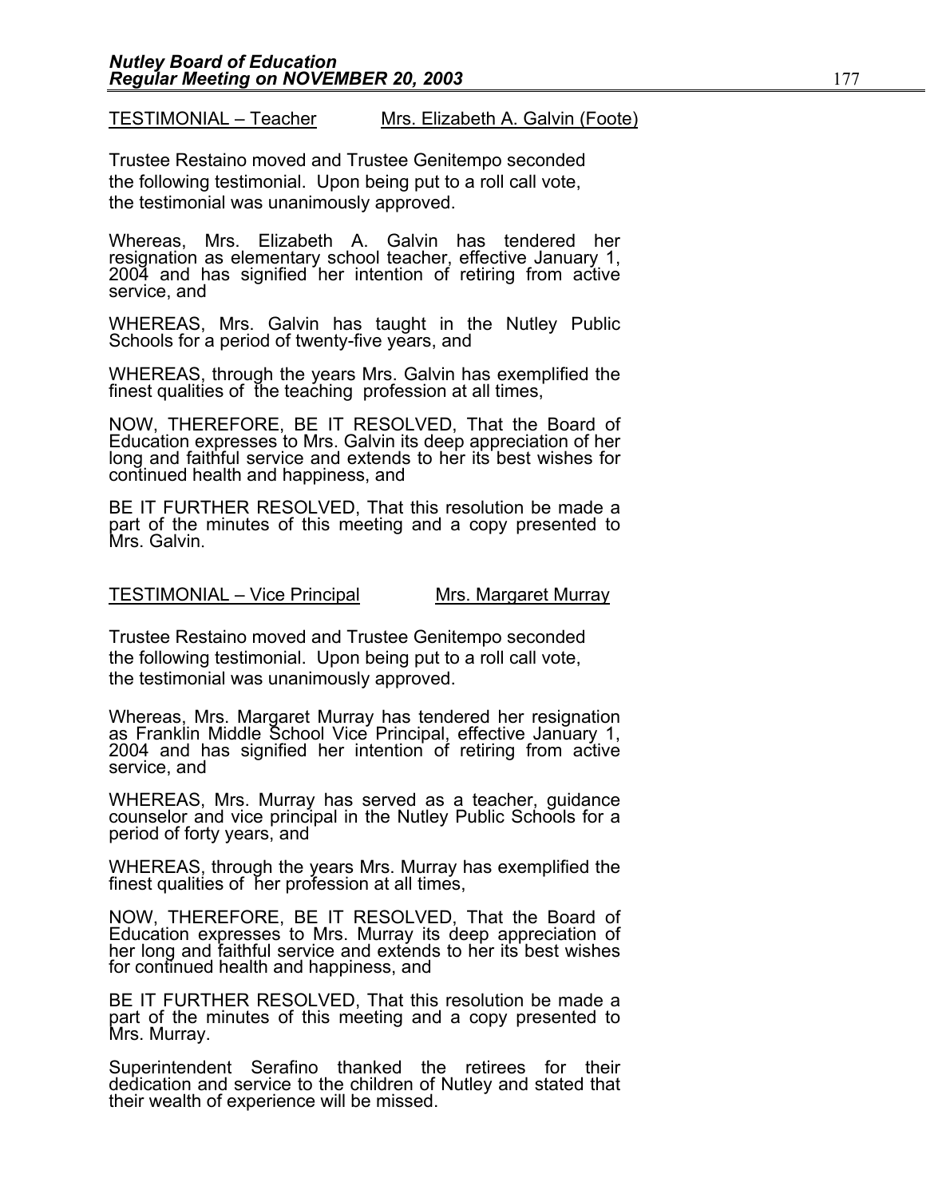TESTIMONIAL – Teacher Mrs. Elizabeth A. Galvin (Foote)

Trustee Restaino moved and Trustee Genitempo seconded the following testimonial. Upon being put to a roll call vote, the testimonial was unanimously approved.

Whereas, Mrs. Elizabeth A. Galvin has tendered her resignation as elementary school teacher, effective January 1, 2004 and has signified her intention of retiring from active service, and

WHEREAS, Mrs. Galvin has taught in the Nutley Public Schools for a period of twenty-five years, and

WHEREAS, through the years Mrs. Galvin has exemplified the finest qualities of the teaching profession at all times,

NOW, THEREFORE, BE IT RESOLVED, That the Board of Education expresses to Mrs. Galvin its deep appreciation of her long and faithful service and extends to her its best wishes for continued health and happiness, and

BE IT FURTHER RESOLVED, That this resolution be made a part of the minutes of this meeting and a copy presented to Mrs. Galvin.

TESTIMONIAL – Vice Principal Mrs. Margaret Murray

Trustee Restaino moved and Trustee Genitempo seconded the following testimonial. Upon being put to a roll call vote, the testimonial was unanimously approved.

Whereas, Mrs. Margaret Murray has tendered her resignation as Franklin Middle School Vice Principal, effective January 1, 2004 and has signified her intention of retiring from active service, and

WHEREAS, Mrs. Murray has served as a teacher, guidance counselor and vice principal in the Nutley Public Schools for a period of forty years, and

WHEREAS, through the years Mrs. Murray has exemplified the finest qualities of her profession at all times,

NOW, THEREFORE, BE IT RESOLVED, That the Board of Education expresses to Mrs. Murray its deep appreciation of her long and faithful service and extends to her its best wishes for continued health and happiness, and

BE IT FURTHER RESOLVED, That this resolution be made a part of the minutes of this meeting and a copy presented to Mrs. Murray.

Superintendent Serafino thanked the retirees for their dedication and service to the children of Nutley and stated that their wealth of experience will be missed.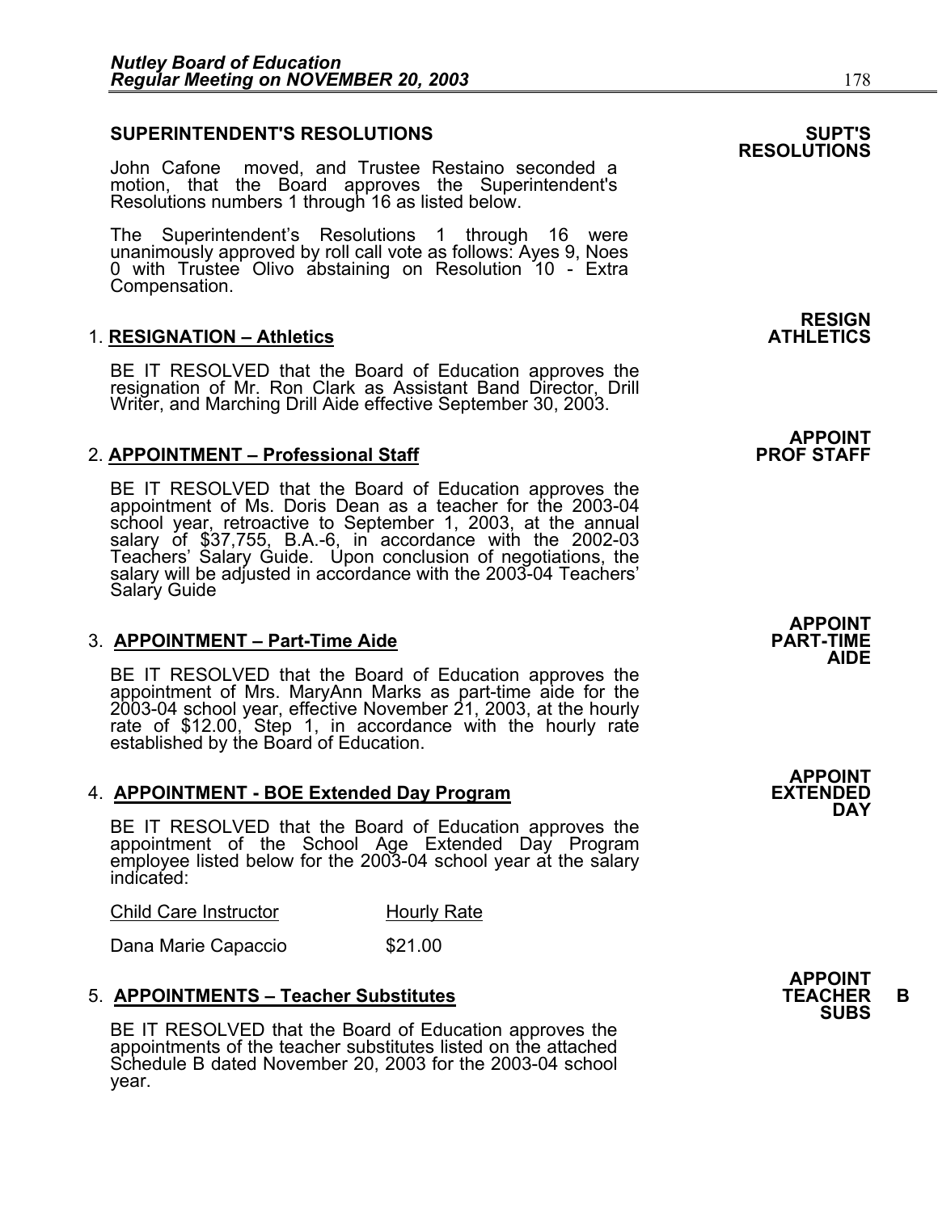## SUPERINTENDENT'S RESOLUTIONS

**SUPT'S RESOLUTIONS**

John Cafone moved, and Trustee Restaino seconded a motion, that the Board approves the Superintendent's Resolutions numbers 1 through 16 as listed below.

The Superintendent's Resolutions 1 through 16 were unanimously approved by roll call vote as follows: Ayes 9, Noes 0 with Trustee Olivo abstaining on Resolution 10 - Extra Compensation.

**RESIGN ATHLETICS**

1. **RESIGNATION – Athletics**

BE IT RESOLVED that the Board of Education approves the resignation of Mr. Ron Clark as Assistant Band Director, Drill Writer, and Marching Drill Aide effective September 30, 2003.

**APPOINT PROF STAFF**

2. **APPOINTMENT – Professional Staff**

BE IT RESOLVED that the Board of Education approves the appointment of Ms. Doris Dean as a teacher for the 2003-04 school year, retroactive to September 1, 2003, at the annual salary of $37,755, B.A.-6, in accordance with the 2002-03 Teachers' Salary Guide. Upon conclusion of negotiations, the salary will be adjusted in accordance with the 2003-04 Teachers' Salary Guide

**APPOINT PART-TIME AIDE**

3. **APPOINTMENT – Part-Time Aide**

BE IT RESOLVED that the Board of Education approves the appointment of Mrs. MaryAnn Marks as part-time aide for the 2003-04 school year, effective November 21, 2003, at the hourly rate of $12.00, Step 1, in accordance with the hourly rate established by the Board of Education.

**APPOINT EXTENDED DAY**

4. **APPOINTMENT - BOE Extended Day Program**

BE IT RESOLVED that the Board of Education approves the appointment of the School Age Extended Day Program employee listed below for the 2003-04 school year at the salary indicated:

| Child Care Instructor | Hourly Rate |
|---|---|
| Dana Marie Capaccio | $21.00 |

**APPOINT TEACHER SUBS** **B**

5. **APPOINTMENTS – Teacher Substitutes**

BE IT RESOLVED that the Board of Education approves the appointments of the teacher substitutes listed on the attached Schedule B dated November 20, 2003 for the 2003-04 school year.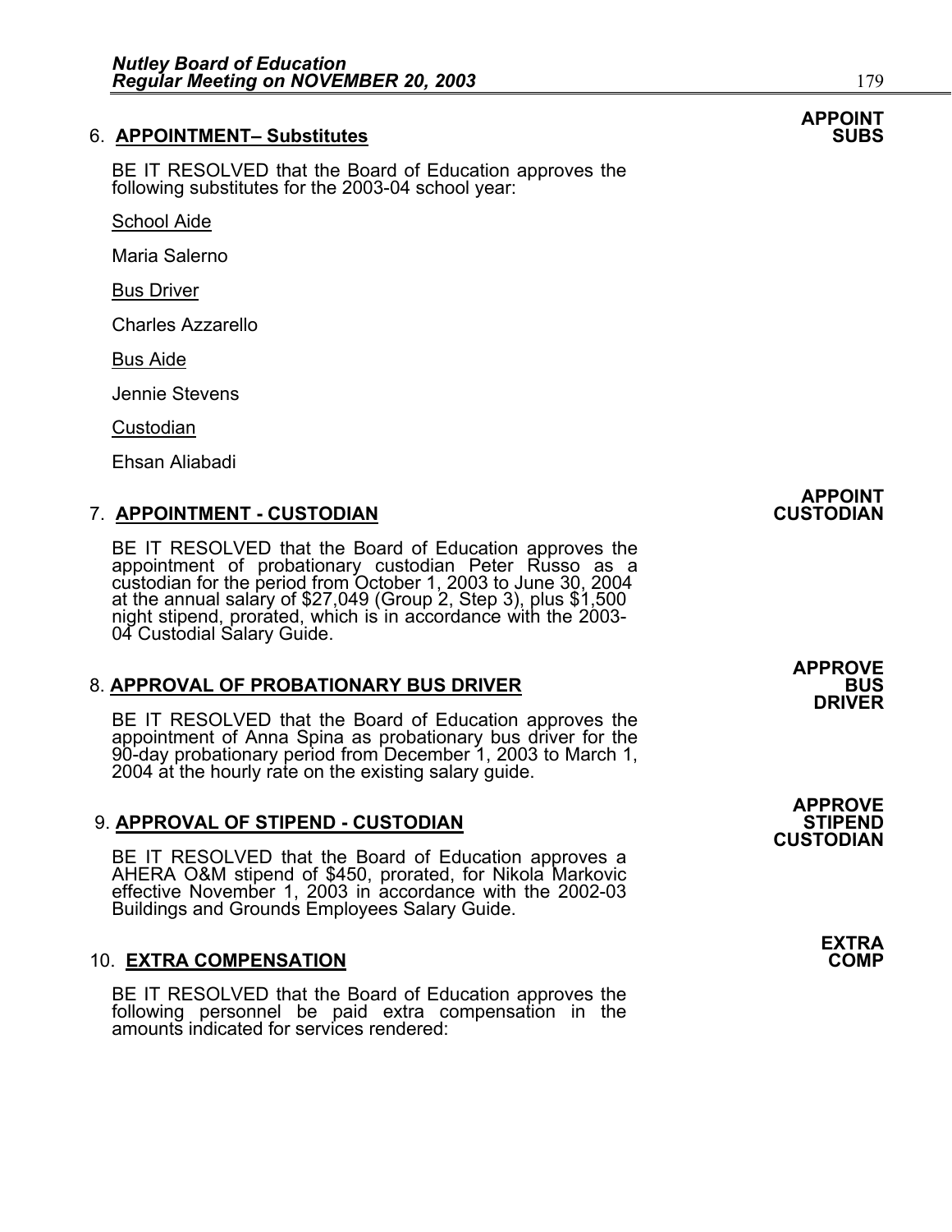**APPOINT SUBS**

6. **APPOINTMENT– Substitutes**

BE IT RESOLVED that the Board of Education approves the following substitutes for the 2003-04 school year:

School Aide

Maria Salerno

Bus Driver

Charles Azzarello

Bus Aide

Jennie Stevens

Custodian

Ehsan Aliabadi

**APPOINT CUSTODIAN**

7. **APPOINTMENT - CUSTODIAN**

BE IT RESOLVED that the Board of Education approves the appointment of probationary custodian Peter Russo as a custodian for the period from October 1, 2003 to June 30, 2004 at the annual salary of $27,049 (Group 2, Step 3), plus $1,500 night stipend, prorated, which is in accordance with the 2003-04 Custodial Salary Guide.

**APPROVE BUS DRIVER**

8. **APPROVAL OF PROBATIONARY BUS DRIVER**

BE IT RESOLVED that the Board of Education approves the appointment of Anna Spina as probationary bus driver for the 90-day probationary period from December 1, 2003 to March 1, 2004 at the hourly rate on the existing salary guide.

**APPROVE STIPEND CUSTODIAN**

9. **APPROVAL OF STIPEND - CUSTODIAN**

BE IT RESOLVED that the Board of Education approves a AHERA O&M stipend of $450, prorated, for Nikola Markovic effective November 1, 2003 in accordance with the 2002-03 Buildings and Grounds Employees Salary Guide.

**EXTRA COMP**

10. **EXTRA COMPENSATION**

BE IT RESOLVED that the Board of Education approves the following personnel be paid extra compensation in the amounts indicated for services rendered: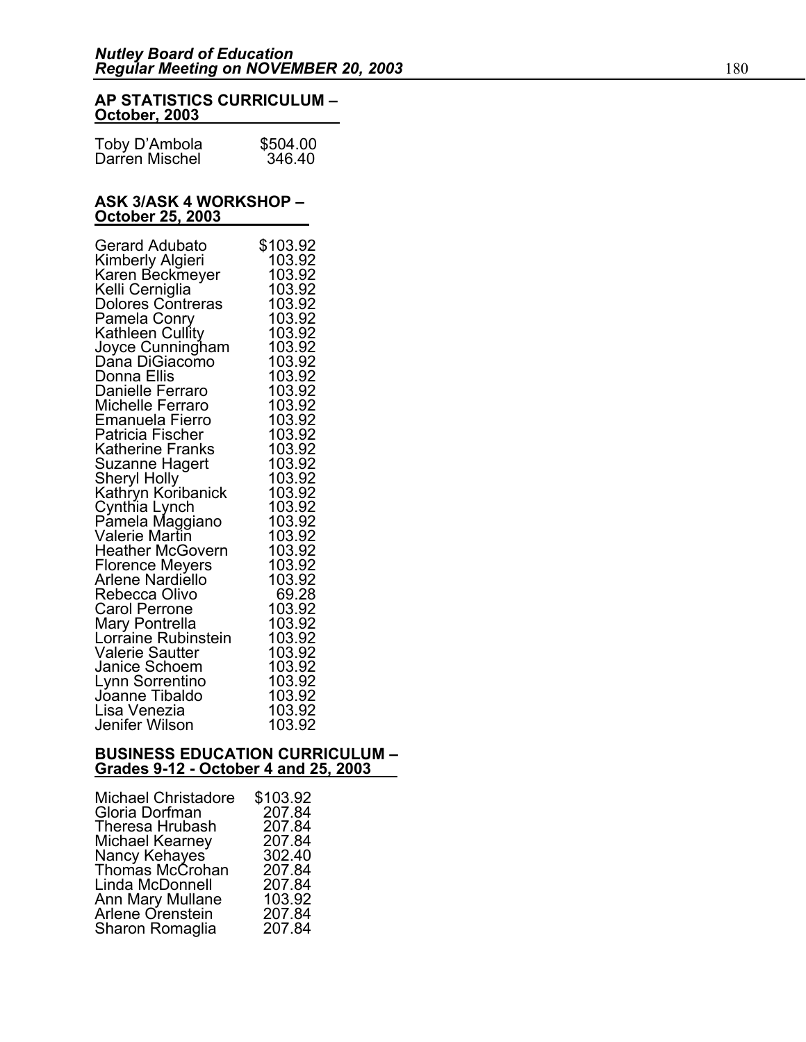**AP STATISTICS CURRICULUM – October, 2003**

| | |
|---|---|
| Toby D'Ambola | $504.00 |
| Darren Mischel | 346.40 |

**ASK 3/ASK 4 WORKSHOP – October 25, 2003**

| | |
|---|---|
| Gerard Adubato | $103.92 |
| Kimberly Algieri | 103.92 |
| Karen Beckmeyer | 103.92 |
| Kelli Cerniglia | 103.92 |
| Dolores Contreras | 103.92 |
| Pamela Conry | 103.92 |
| Kathleen Cullity | 103.92 |
| Joyce Cunningham | 103.92 |
| Dana DiGiacomo | 103.92 |
| Donna Ellis | 103.92 |
| Danielle Ferraro | 103.92 |
| Michelle Ferraro | 103.92 |
| Emanuela Fierro | 103.92 |
| Patricia Fischer | 103.92 |
| Katherine Franks | 103.92 |
| Suzanne Hagert | 103.92 |
| Sheryl Holly | 103.92 |
| Kathryn Koribanick | 103.92 |
| Cynthia Lynch | 103.92 |
| Pamela Maggiano | 103.92 |
| Valerie Martin | 103.92 |
| Heather McGovern | 103.92 |
| Florence Meyers | 103.92 |
| Arlene Nardiello | 103.92 |
| Rebecca Olivo | 69.28 |
| Carol Perrone | 103.92 |
| Mary Pontrella | 103.92 |
| Lorraine Rubinstein | 103.92 |
| Valerie Sautter | 103.92 |
| Janice Schoem | 103.92 |
| Lynn Sorrentino | 103.92 |
| Joanne Tibaldo | 103.92 |
| Lisa Venezia | 103.92 |
| Jenifer Wilson | 103.92 |

**BUSINESS EDUCATION CURRICULUM – Grades 9-12 - October 4 and 25, 2003**

| | |
|---|---|
| Michael Christadore | $103.92 |
| Gloria Dorfman | 207.84 |
| Theresa Hrubash | 207.84 |
| Michael Kearney | 207.84 |
| Nancy Kehayes | 302.40 |
| Thomas McCrohan | 207.84 |
| Linda McDonnell | 207.84 |
| Ann Mary Mullane | 103.92 |
| Arlene Orenstein | 207.84 |
| Sharon Romaglia | 207.84 |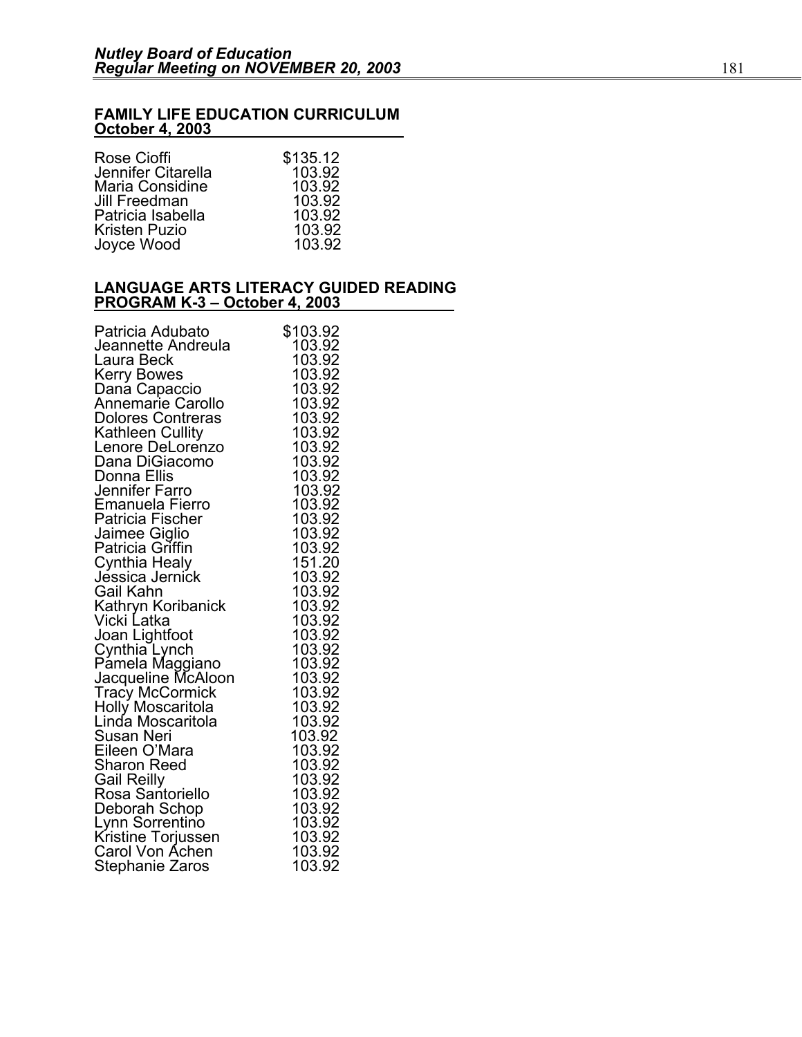**FAMILY LIFE EDUCATION CURRICULUM**
**October 4, 2003**

| | |
|---|---|
| Rose Cioffi | $135.12 |
| Jennifer Citarella | 103.92 |
| Maria Considine | 103.92 |
| Jill Freedman | 103.92 |
| Patricia Isabella | 103.92 |
| Kristen Puzio | 103.92 |
| Joyce Wood | 103.92 |

**LANGUAGE ARTS LITERACY GUIDED READING PROGRAM K-3 – October 4, 2003**

| | |
|---|---|
| Patricia Adubato | $103.92 |
| Jeannette Andreula | 103.92 |
| Laura Beck | 103.92 |
| Kerry Bowes | 103.92 |
| Dana Capaccio | 103.92 |
| Annemarie Carollo | 103.92 |
| Dolores Contreras | 103.92 |
| Kathleen Cullity | 103.92 |
| Lenore DeLorenzo | 103.92 |
| Dana DiGiacomo | 103.92 |
| Donna Ellis | 103.92 |
| Jennifer Farro | 103.92 |
| Emanuela Fierro | 103.92 |
| Patricia Fischer | 103.92 |
| Jaimee Giglio | 103.92 |
| Patricia Griffin | 103.92 |
| Cynthia Healy | 151.20 |
| Jessica Jernick | 103.92 |
| Gail Kahn | 103.92 |
| Kathryn Koribanick | 103.92 |
| Vicki Latka | 103.92 |
| Joan Lightfoot | 103.92 |
| Cynthia Lynch | 103.92 |
| Pamela Maggiano | 103.92 |
| Jacqueline McAloon | 103.92 |
| Tracy McCormick | 103.92 |
| Holly Moscaritola | 103.92 |
| Linda Moscaritola | 103.92 |
| Susan Neri | 103.92 |
| Eileen O'Mara | 103.92 |
| Sharon Reed | 103.92 |
| Gail Reilly | 103.92 |
| Rosa Santoriello | 103.92 |
| Deborah Schop | 103.92 |
| Lynn Sorrentino | 103.92 |
| Kristine Torjussen | 103.92 |
| Carol Von Achen | 103.92 |
| Stephanie Zaros | 103.92 |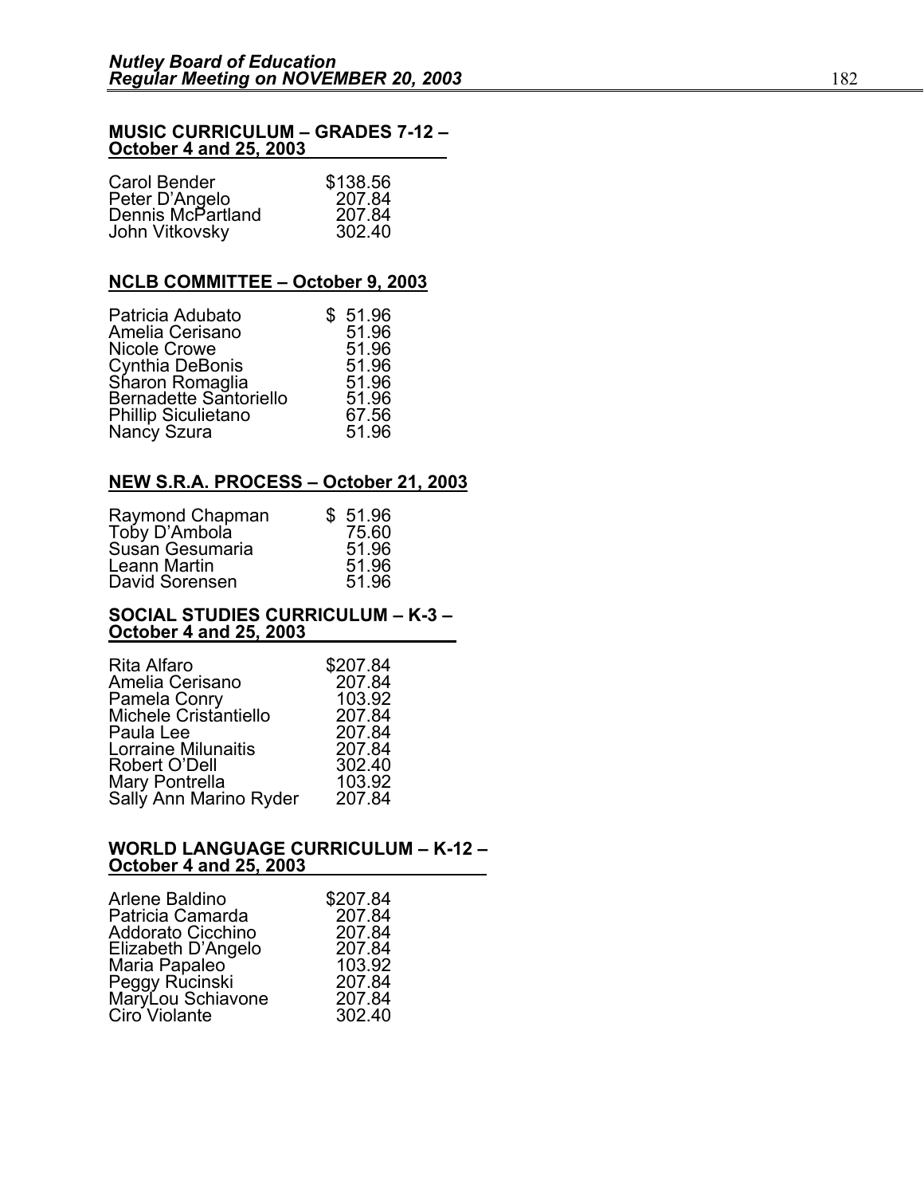**MUSIC CURRICULUM – GRADES 7-12 – October 4 and 25, 2003**

| | |
|---|---|
| Carol Bender | $138.56 |
| Peter D'Angelo | 207.84 |
| Dennis McPartland | 207.84 |
| John Vitkovsky | 302.40 |

**NCLB COMMITTEE – October 9, 2003**

| | |
|---|---|
| Patricia Adubato | $ 51.96 |
| Amelia Cerisano | 51.96 |
| Nicole Crowe | 51.96 |
| Cynthia DeBonis | 51.96 |
| Sharon Romaglia | 51.96 |
| Bernadette Santoriello | 51.96 |
| Phillip Siculietano | 67.56 |
| Nancy Szura | 51.96 |

**NEW S.R.A. PROCESS – October 21, 2003**

| | |
|---|---|
| Raymond Chapman | $ 51.96 |
| Toby D'Ambola | 75.60 |
| Susan Gesumaria | 51.96 |
| Leann Martin | 51.96 |
| David Sorensen | 51.96 |

**SOCIAL STUDIES CURRICULUM – K-3 – October 4 and 25, 2003**

| | |
|---|---|
| Rita Alfaro | $207.84 |
| Amelia Cerisano | 207.84 |
| Pamela Conry | 103.92 |
| Michele Cristantiello | 207.84 |
| Paula Lee | 207.84 |
| Lorraine Milunaitis | 207.84 |
| Robert O'Dell | 302.40 |
| Mary Pontrella | 103.92 |
| Sally Ann Marino Ryder | 207.84 |

**WORLD LANGUAGE CURRICULUM – K-12 – October 4 and 25, 2003**

| | |
|---|---|
| Arlene Baldino | $207.84 |
| Patricia Camarda | 207.84 |
| Addorato Cicchino | 207.84 |
| Elizabeth D'Angelo | 207.84 |
| Maria Papaleo | 103.92 |
| Peggy Rucinski | 207.84 |
| MaryLou Schiavone | 207.84 |
| Ciro Violante | 302.40 |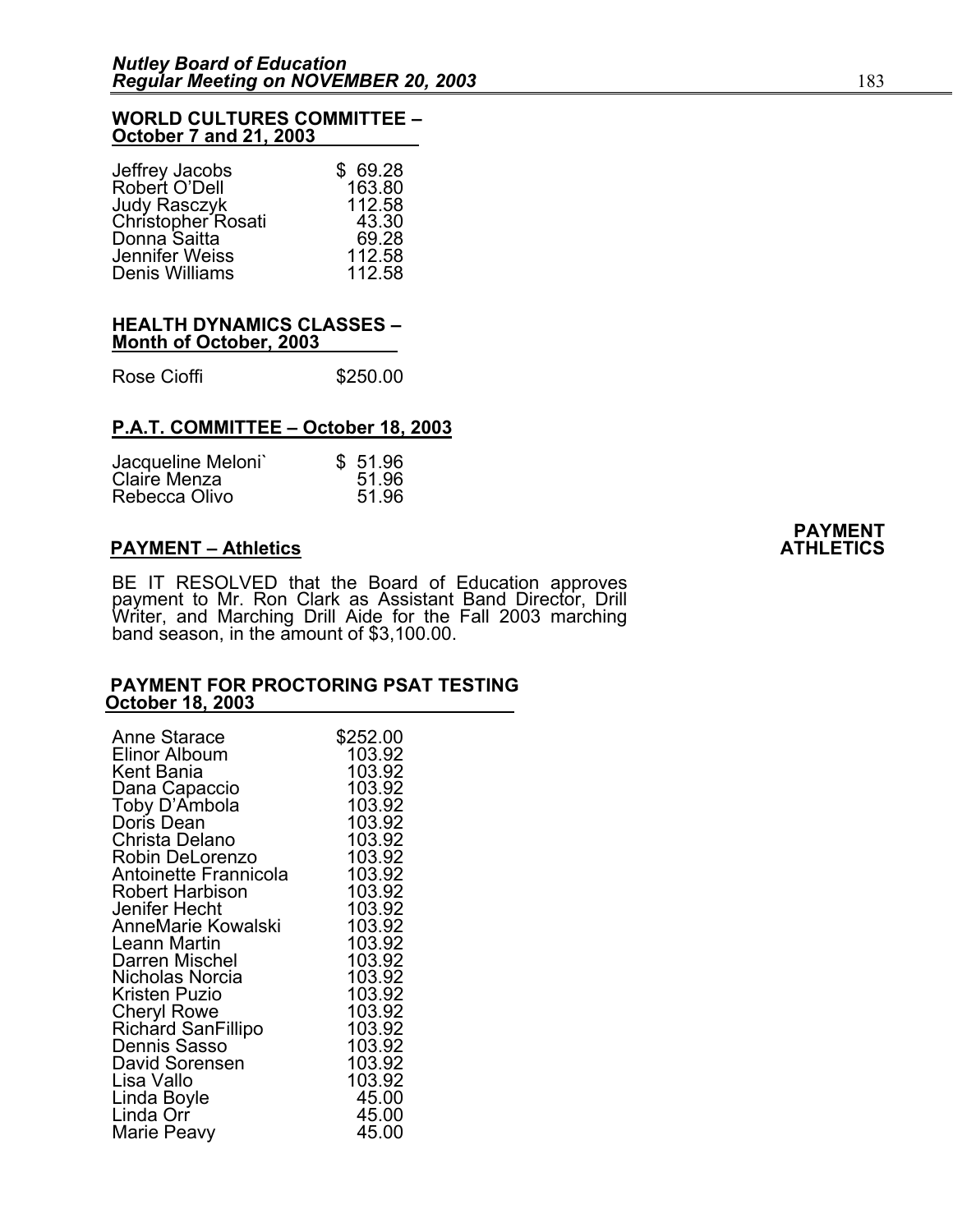**WORLD CULTURES COMMITTEE – October 7 and 21, 2003**

| | |
|---|---|
| Jeffrey Jacobs | $ 69.28 |
| Robert O'Dell | 163.80 |
| Judy Rasczyk | 112.58 |
| Christopher Rosati | 43.30 |
| Donna Saitta | 69.28 |
| Jennifer Weiss | 112.58 |
| Denis Williams | 112.58 |

**HEALTH DYNAMICS CLASSES – Month of October, 2003**

| | |
|---|---|
| Rose Cioffi | $250.00 |

**P.A.T. COMMITTEE – October 18, 2003**

| | |
|---|---|
| Jacqueline Meloni` | $ 51.96 |
| Claire Menza | 51.96 |
| Rebecca Olivo | 51.96 |

**PAYMENT ATHLETICS**

**PAYMENT – Athletics**

BE IT RESOLVED that the Board of Education approves payment to Mr. Ron Clark as Assistant Band Director, Drill Writer, and Marching Drill Aide for the Fall 2003 marching band season, in the amount of $3,100.00.

**PAYMENT FOR PROCTORING PSAT TESTING October 18, 2003**

| | |
|---|---|
| Anne Starace | $252.00 |
| Elinor Alboum | 103.92 |
| Kent Bania | 103.92 |
| Dana Capaccio | 103.92 |
| Toby D'Ambola | 103.92 |
| Doris Dean | 103.92 |
| Christa Delano | 103.92 |
| Robin DeLorenzo | 103.92 |
| Antoinette Frannicola | 103.92 |
| Robert Harbison | 103.92 |
| Jenifer Hecht | 103.92 |
| AnneMarie Kowalski | 103.92 |
| Leann Martin | 103.92 |
| Darren Mischel | 103.92 |
| Nicholas Norcia | 103.92 |
| Kristen Puzio | 103.92 |
| Cheryl Rowe | 103.92 |
| Richard SanFillipo | 103.92 |
| Dennis Sasso | 103.92 |
| David Sorensen | 103.92 |
| Lisa Vallo | 103.92 |
| Linda Boyle | 45.00 |
| Linda Orr | 45.00 |
| Marie Peavy | 45.00 |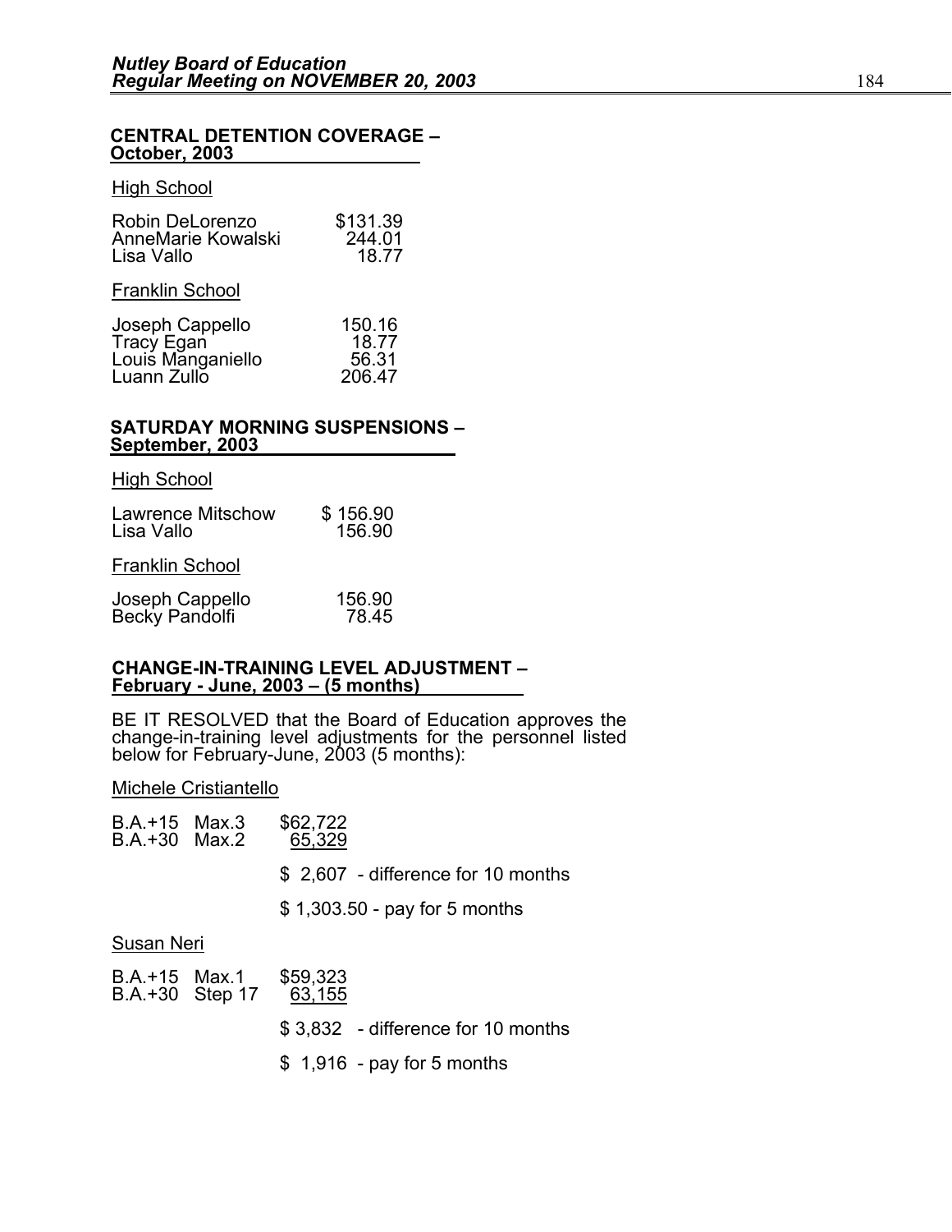## CENTRAL DETENTION COVERAGE – October, 2003

High School

| | |
|---|---|
| Robin DeLorenzo | $131.39 |
| AnneMarie Kowalski | 244.01 |
| Lisa Vallo | 18.77 |

Franklin School

| | |
|---|---|
| Joseph Cappello | 150.16 |
| Tracy Egan | 18.77 |
| Louis Manganiello | 56.31 |
| Luann Zullo | 206.47 |

## SATURDAY MORNING SUSPENSIONS – September, 2003

High School

| | |
|---|---|
| Lawrence Mitschow | $ 156.90 |
| Lisa Vallo | 156.90 |

Franklin School

| | |
|---|---|
| Joseph Cappello | 156.90 |
| Becky Pandolfi | 78.45 |

## CHANGE-IN-TRAINING LEVEL ADJUSTMENT – February - June, 2003 – (5 months)

BE IT RESOLVED that the Board of Education approves the change-in-training level adjustments for the personnel listed below for February-June, 2003 (5 months):

Michele Cristiantello

| | | |
|---|---|---|
| B.A.+15 | Max.3 | $62,722 |
| B.A.+30 | Max.2 | 65,329 |

$ 2,607 - difference for 10 months

$ 1,303.50 - pay for 5 months

Susan Neri

| | | |
|---|---|---|
| B.A.+15 | Max.1 | $59,323 |
| B.A.+30 | Step 17 | 63,155 |

$ 3,832 - difference for 10 months

$ 1,916 - pay for 5 months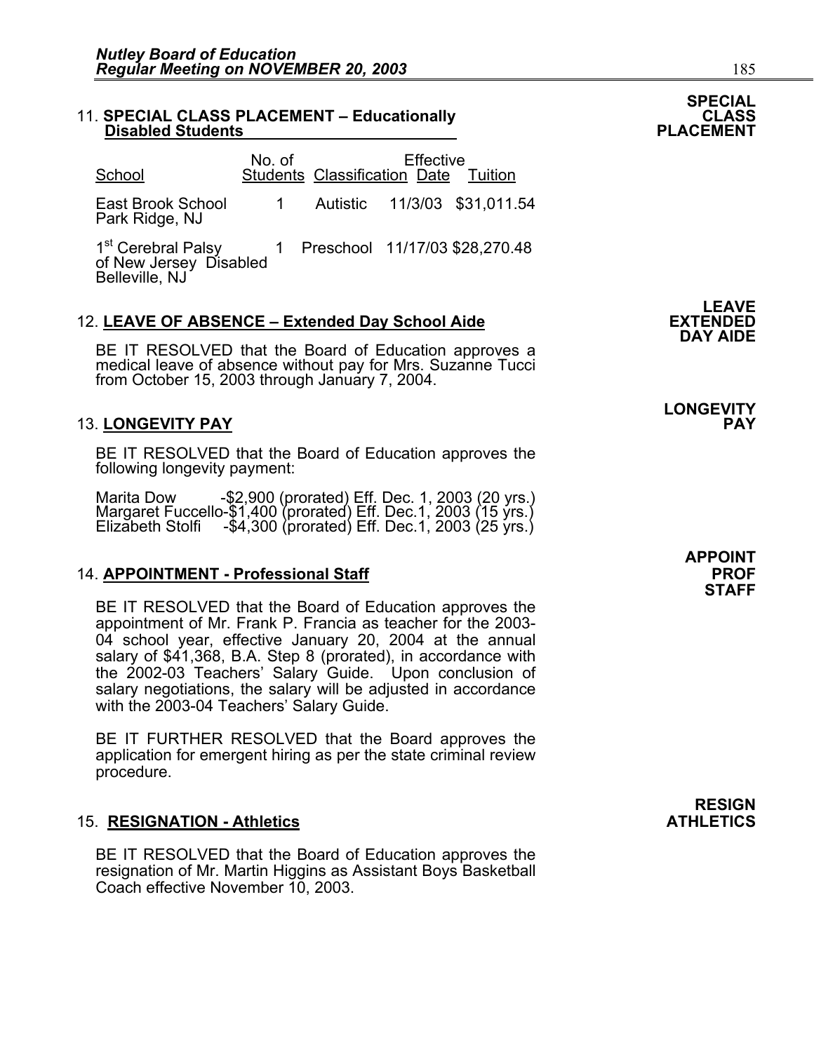## 11. SPECIAL CLASS PLACEMENT – Educationally Disabled Students

**SPECIAL CLASS PLACEMENT**

| School | No. of Students | Classification | Effective Date | Tuition |
|---|---|---|---|---|
| East Brook School Park Ridge, NJ | 1 | Autistic | 11/3/03 | $31,011.54 |
| 1st Cerebral Palsy of New Jersey Disabled Belleville, NJ | 1 | Preschool | 11/17/03 | $28,270.48 |

## 12. LEAVE OF ABSENCE – Extended Day School Aide

**LEAVE EXTENDED DAY AIDE**

BE IT RESOLVED that the Board of Education approves a medical leave of absence without pay for Mrs. Suzanne Tucci from October 15, 2003 through January 7, 2004.

## 13. LONGEVITY PAY

**LONGEVITY PAY**

BE IT RESOLVED that the Board of Education approves the following longevity payment:

Marita Dow -$2,900 (prorated) Eff. Dec. 1, 2003 (20 yrs.)
Margaret Fuccello-$1,400 (prorated) Eff. Dec.1, 2003 (15 yrs.)
Elizabeth Stolfi -$4,300 (prorated) Eff. Dec.1, 2003 (25 yrs.)

## 14. APPOINTMENT - Professional Staff

**APPOINT PROF STAFF**

BE IT RESOLVED that the Board of Education approves the appointment of Mr. Frank P. Francia as teacher for the 2003-04 school year, effective January 20, 2004 at the annual salary of $41,368, B.A. Step 8 (prorated), in accordance with the 2002-03 Teachers' Salary Guide. Upon conclusion of salary negotiations, the salary will be adjusted in accordance with the 2003-04 Teachers' Salary Guide.

BE IT FURTHER RESOLVED that the Board approves the application for emergent hiring as per the state criminal review procedure.

## 15. RESIGNATION - Athletics

**RESIGN ATHLETICS**

BE IT RESOLVED that the Board of Education approves the resignation of Mr. Martin Higgins as Assistant Boys Basketball Coach effective November 10, 2003.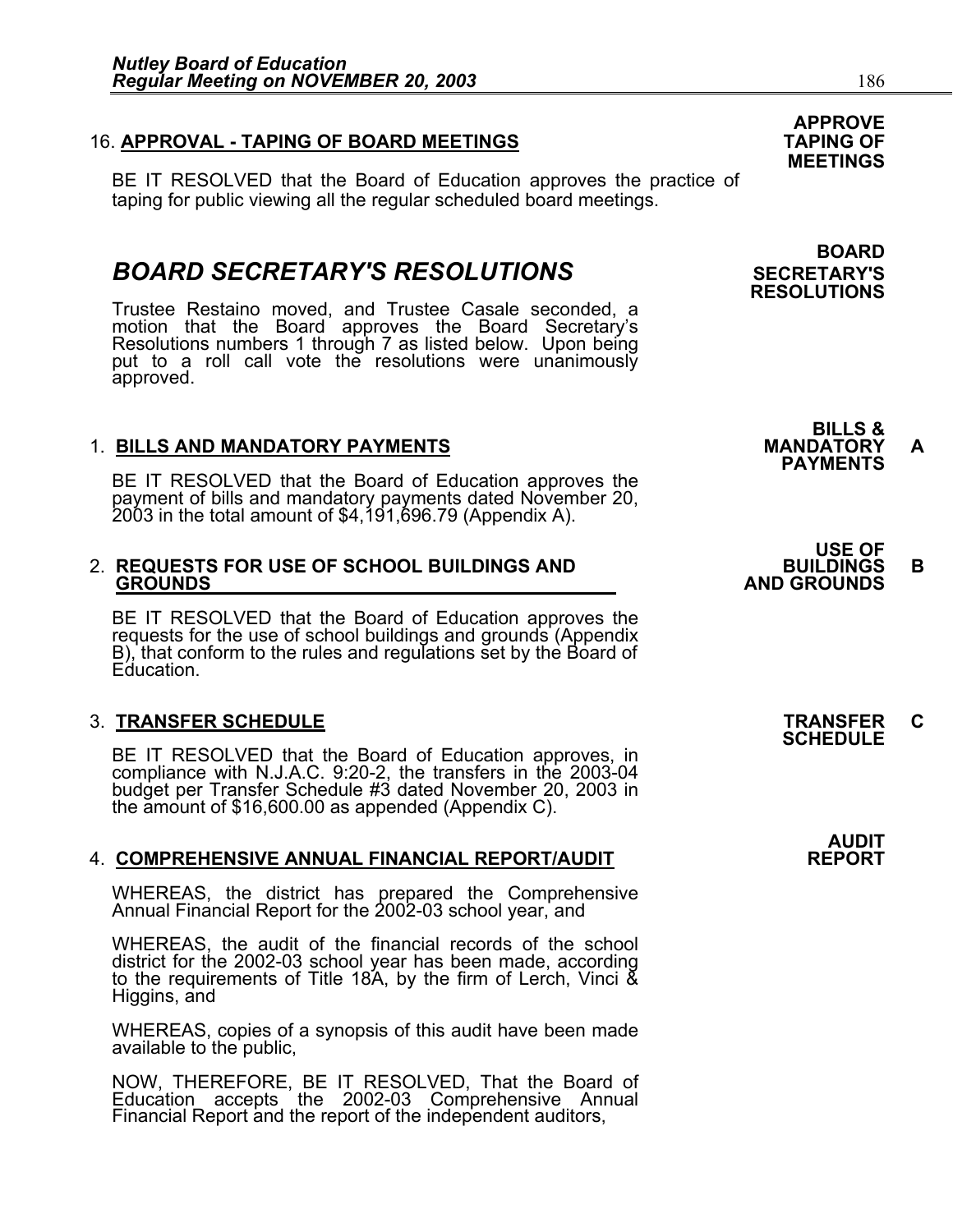16. **APPROVAL - TAPING OF BOARD MEETINGS** **APPROVE TAPING OF MEETINGS**

BE IT RESOLVED that the Board of Education approves the practice of taping for public viewing all the regular scheduled board meetings.

# *BOARD SECRETARY'S RESOLUTIONS* **BOARD SECRETARY'S RESOLUTIONS**

Trustee Restaino moved, and Trustee Casale seconded, a motion that the Board approves the Board Secretary's Resolutions numbers 1 through 7 as listed below. Upon being put to a roll call vote the resolutions were unanimously approved.

1. **BILLS AND MANDATORY PAYMENTS** **BILLS & MANDATORY PAYMENTS** **A**

BE IT RESOLVED that the Board of Education approves the payment of bills and mandatory payments dated November 20, 2003 in the total amount of $4,191,696.79 (Appendix A).

2. **REQUESTS FOR USE OF SCHOOL BUILDINGS AND GROUNDS** **USE OF BUILDINGS AND GROUNDS** **B**

BE IT RESOLVED that the Board of Education approves the requests for the use of school buildings and grounds (Appendix B), that conform to the rules and regulations set by the Board of Education.

3. **TRANSFER SCHEDULE** **TRANSFER SCHEDULE** **C**

BE IT RESOLVED that the Board of Education approves, in compliance with N.J.A.C. 9:20-2, the transfers in the 2003-04 budget per Transfer Schedule #3 dated November 20, 2003 in the amount of $16,600.00 as appended (Appendix C).

4. **COMPREHENSIVE ANNUAL FINANCIAL REPORT/AUDIT** **AUDIT REPORT**

WHEREAS, the district has prepared the Comprehensive Annual Financial Report for the 2002-03 school year, and

WHEREAS, the audit of the financial records of the school district for the 2002-03 school year has been made, according to the requirements of Title 18A, by the firm of Lerch, Vinci & Higgins, and

WHEREAS, copies of a synopsis of this audit have been made available to the public,

NOW, THEREFORE, BE IT RESOLVED, That the Board of Education accepts the 2002-03 Comprehensive Annual Financial Report and the report of the independent auditors,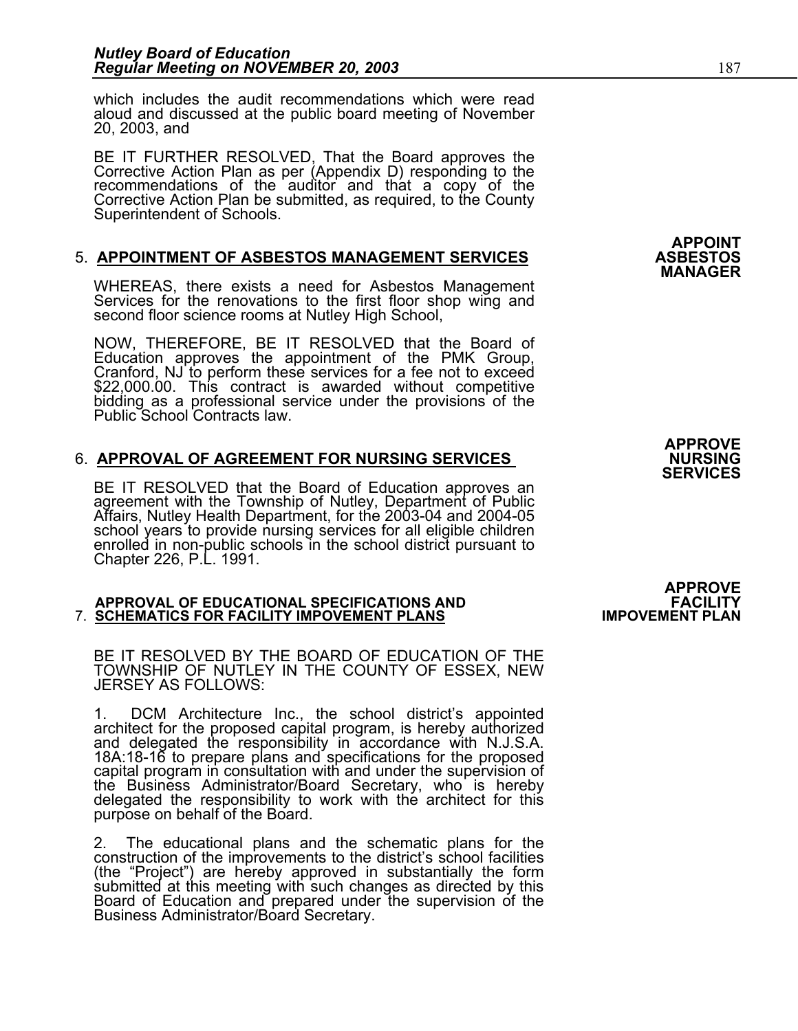which includes the audit recommendations which were read aloud and discussed at the public board meeting of November 20, 2003, and

BE IT FURTHER RESOLVED, That the Board approves the Corrective Action Plan as per (Appendix D) responding to the recommendations of the auditor and that a copy of the Corrective Action Plan be submitted, as required, to the County Superintendent of Schools.

**APPOINT ASBESTOS MANAGER**

5. **APPOINTMENT OF ASBESTOS MANAGEMENT SERVICES**

WHEREAS, there exists a need for Asbestos Management Services for the renovations to the first floor shop wing and second floor science rooms at Nutley High School,

NOW, THEREFORE, BE IT RESOLVED that the Board of Education approves the appointment of the PMK Group, Cranford, NJ to perform these services for a fee not to exceed $22,000.00. This contract is awarded without competitive bidding as a professional service under the provisions of the Public School Contracts law.

**APPROVE NURSING SERVICES**

6. **APPROVAL OF AGREEMENT FOR NURSING SERVICES**

BE IT RESOLVED that the Board of Education approves an agreement with the Township of Nutley, Department of Public Affairs, Nutley Health Department, for the 2003-04 and 2004-05 school years to provide nursing services for all eligible children enrolled in non-public schools in the school district pursuant to Chapter 226, P.L. 1991.

**APPROVE FACILITY IMPOVEMENT PLAN**

7. **APPROVAL OF EDUCATIONAL SPECIFICATIONS AND SCHEMATICS FOR FACILITY IMPOVEMENT PLANS**

BE IT RESOLVED BY THE BOARD OF EDUCATION OF THE TOWNSHIP OF NUTLEY IN THE COUNTY OF ESSEX, NEW JERSEY AS FOLLOWS:

1. DCM Architecture Inc., the school district's appointed architect for the proposed capital program, is hereby authorized and delegated the responsibility in accordance with N.J.S.A. 18A:18-16 to prepare plans and specifications for the proposed capital program in consultation with and under the supervision of the Business Administrator/Board Secretary, who is hereby delegated the responsibility to work with the architect for this purpose on behalf of the Board.

2. The educational plans and the schematic plans for the construction of the improvements to the district's school facilities (the "Project") are hereby approved in substantially the form submitted at this meeting with such changes as directed by this Board of Education and prepared under the supervision of the Business Administrator/Board Secretary.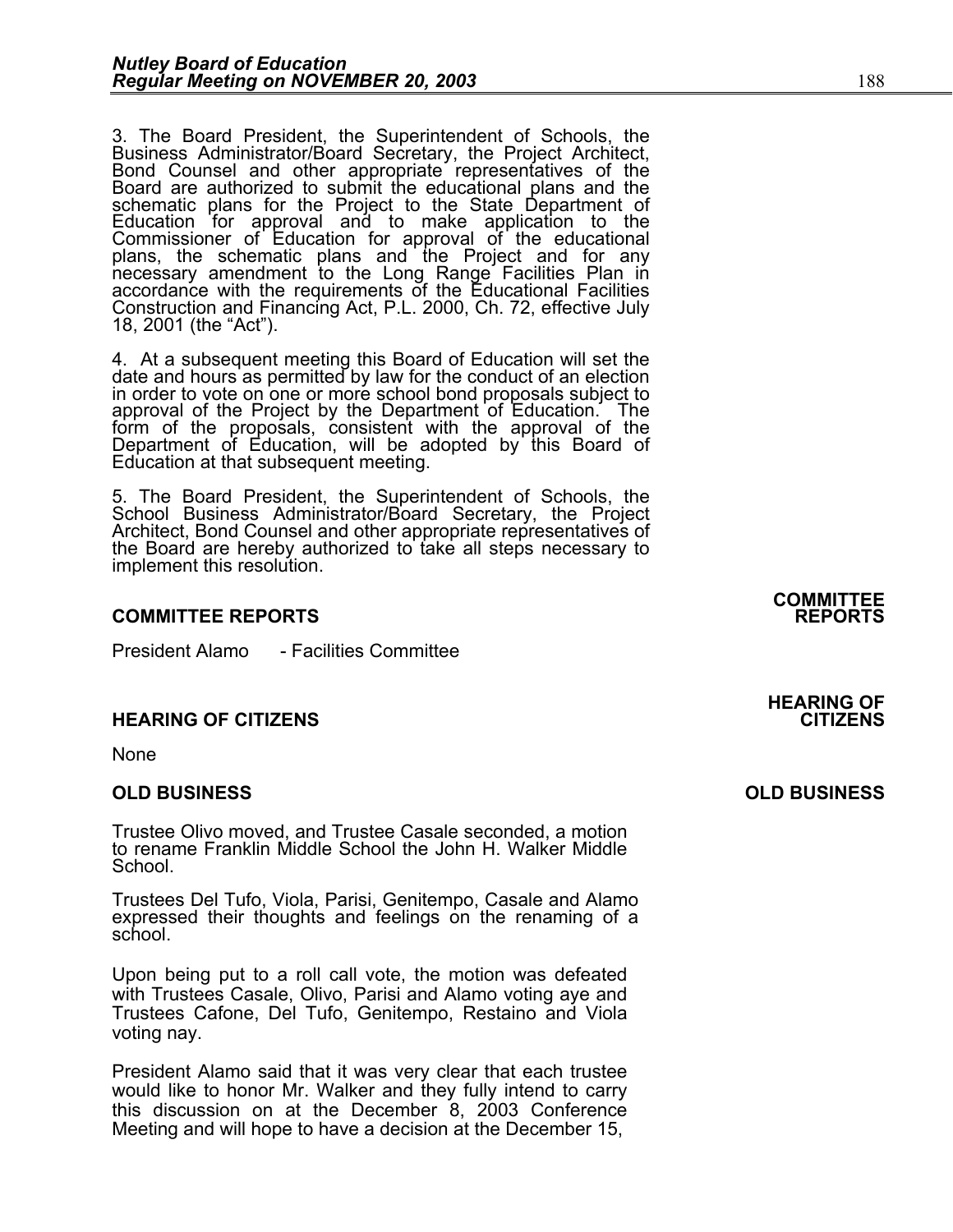3. The Board President, the Superintendent of Schools, the Business Administrator/Board Secretary, the Project Architect, Bond Counsel and other appropriate representatives of the Board are authorized to submit the educational plans and the schematic plans for the Project to the State Department of Education for approval and to make application to the Commissioner of Education for approval of the educational plans, the schematic plans and the Project and for any necessary amendment to the Long Range Facilities Plan in accordance with the requirements of the Educational Facilities Construction and Financing Act, P.L. 2000, Ch. 72, effective July 18, 2001 (the "Act").

4. At a subsequent meeting this Board of Education will set the date and hours as permitted by law for the conduct of an election in order to vote on one or more school bond proposals subject to approval of the Project by the Department of Education. The form of the proposals, consistent with the approval of the Department of Education, will be adopted by this Board of Education at that subsequent meeting.

5. The Board President, the Superintendent of Schools, the School Business Administrator/Board Secretary, the Project Architect, Bond Counsel and other appropriate representatives of the Board are hereby authorized to take all steps necessary to implement this resolution.

**COMMITTEE REPORTS**

President Alamo - Facilities Committee

**HEARING OF CITIZENS**

None

**OLD BUSINESS**

Trustee Olivo moved, and Trustee Casale seconded, a motion to rename Franklin Middle School the John H. Walker Middle School.

Trustees Del Tufo, Viola, Parisi, Genitempo, Casale and Alamo expressed their thoughts and feelings on the renaming of a school.

Upon being put to a roll call vote, the motion was defeated with Trustees Casale, Olivo, Parisi and Alamo voting aye and Trustees Cafone, Del Tufo, Genitempo, Restaino and Viola voting nay.

President Alamo said that it was very clear that each trustee would like to honor Mr. Walker and they fully intend to carry this discussion on at the December 8, 2003 Conference Meeting and will hope to have a decision at the December 15,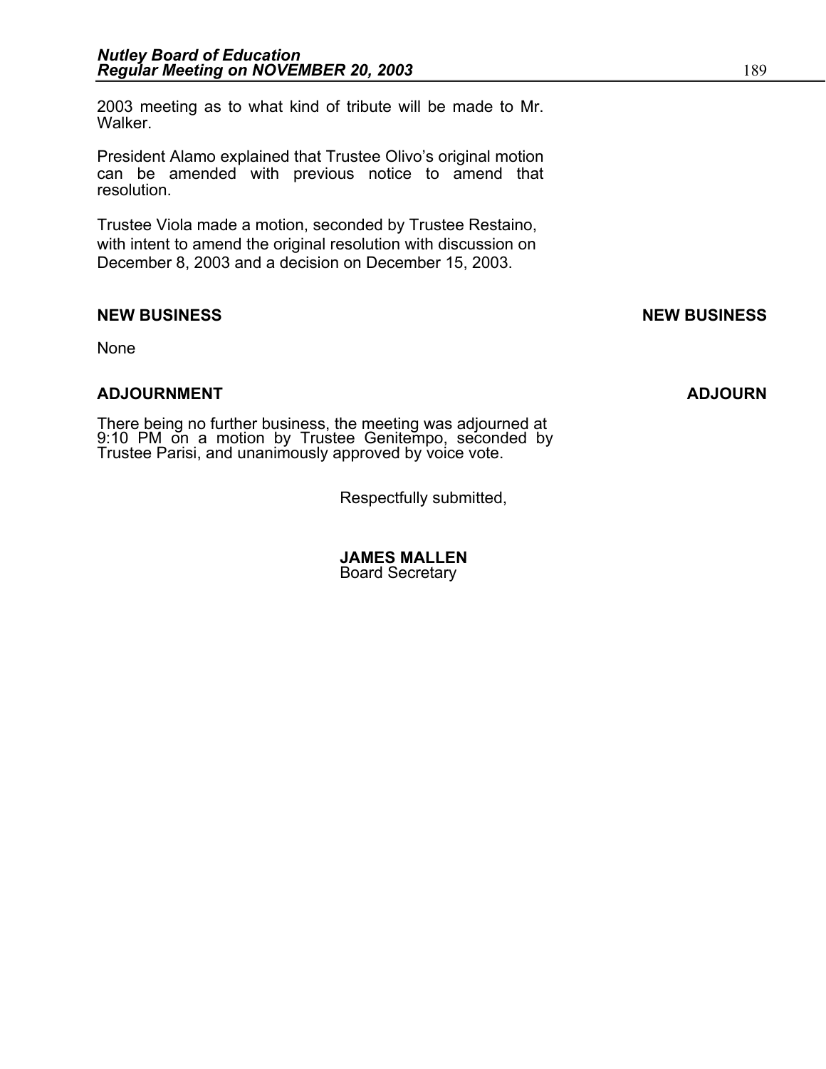2003 meeting as to what kind of tribute will be made to Mr. Walker.

President Alamo explained that Trustee Olivo's original motion can be amended with previous notice to amend that resolution.

Trustee Viola made a motion, seconded by Trustee Restaino, with intent to amend the original resolution with discussion on December 8, 2003 and a decision on December 15, 2003.

**NEW BUSINESS** **NEW BUSINESS**

None

**ADJOURNMENT** **ADJOURN**

There being no further business, the meeting was adjourned at 9:10 PM on a motion by Trustee Genitempo, seconded by Trustee Parisi, and unanimously approved by voice vote.

Respectfully submitted,

**JAMES MALLEN**
Board Secretary